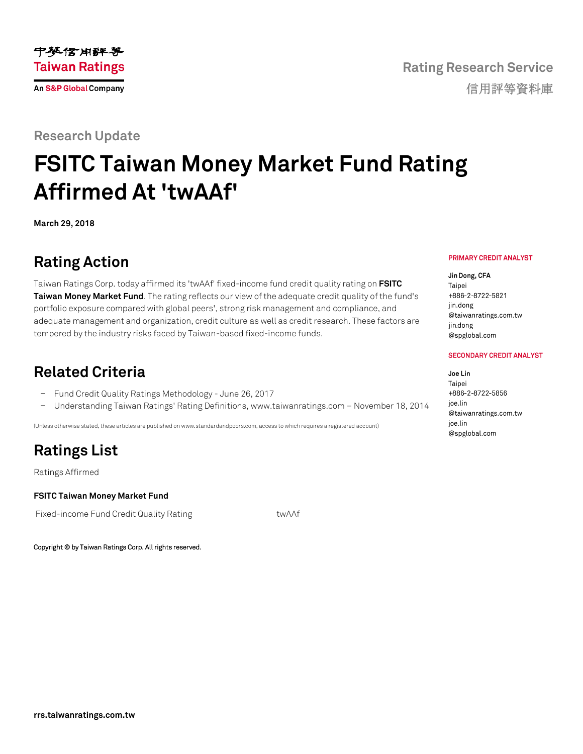中華信用評等
Taiwan Ratings
An S&P Global Company

Rating Research Service
信用評等資料庫

Research Update

# FSITC Taiwan Money Market Fund Rating Affirmed At 'twAAf'

**March 29, 2018**

## Rating Action

Taiwan Ratings Corp. today affirmed its 'twAAf' fixed-income fund credit quality rating on **FSITC Taiwan Money Market Fund**. The rating reflects our view of the adequate credit quality of the fund's portfolio exposure compared with global peers', strong risk management and compliance, and adequate management and organization, credit culture as well as credit research. These factors are tempered by the industry risks faced by Taiwan-based fixed-income funds.

**PRIMARY CREDIT ANALYST**

**Jin Dong, CFA**
Taipei
+886-2-8722-5821
jin.dong@taiwanratings.com.tw
jin.dong@spglobal.com

**SECONDARY CREDIT ANALYST**

**Joe Lin**
Taipei
+886-2-8722-5856
joe.lin@taiwanratings.com.tw
joe.lin@spglobal.com

## Related Criteria

- Fund Credit Quality Ratings Methodology - June 26, 2017
- Understanding Taiwan Ratings' Rating Definitions, www.taiwanratings.com – November 18, 2014

(Unless otherwise stated, these articles are published on www.standardandpoors.com, access to which requires a registered account)

## Ratings List

Ratings Affirmed

**FSITC Taiwan Money Market Fund**

| Fixed-income Fund Credit Quality Rating | twAAf |
| --- | --- |

Copyright © by Taiwan Ratings Corp. All rights reserved.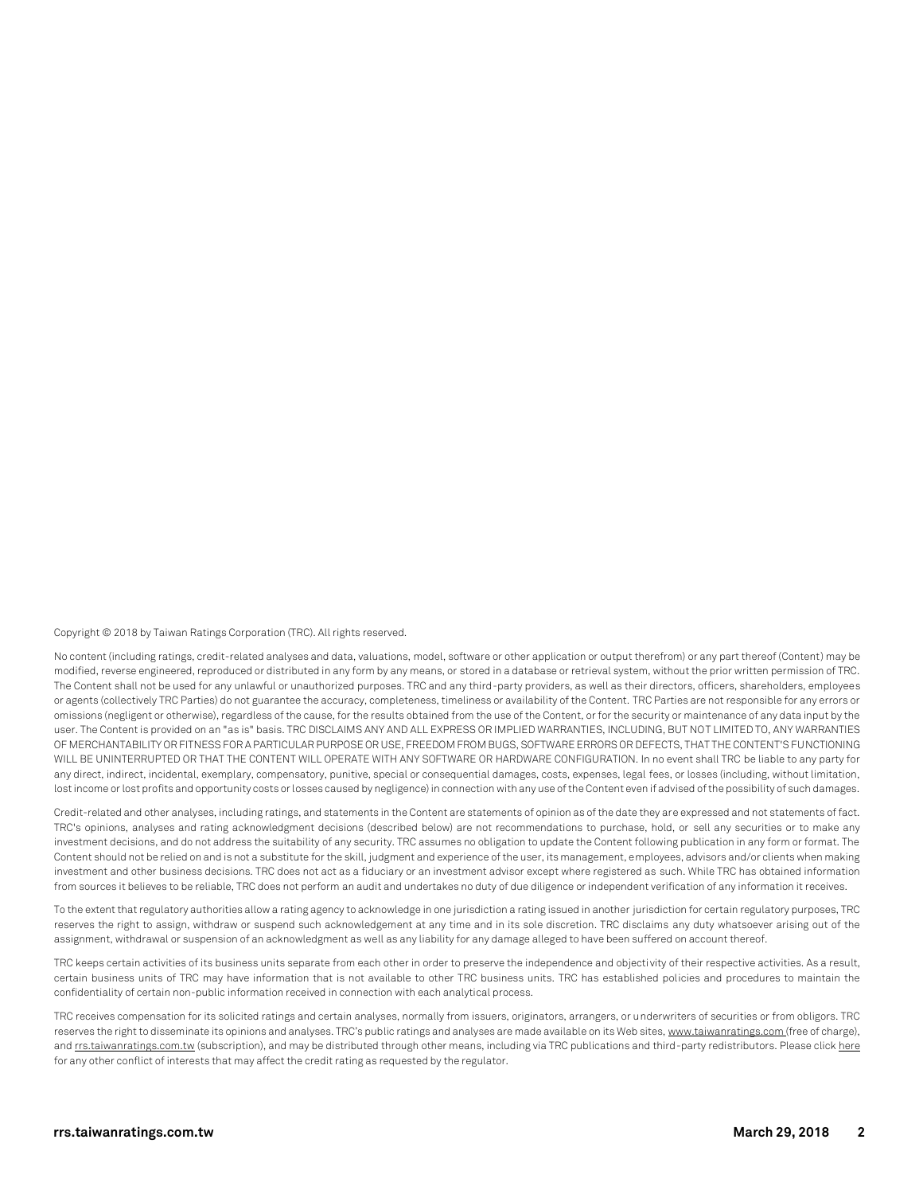Copyright © 2018 by Taiwan Ratings Corporation (TRC). All rights reserved.

No content (including ratings, credit-related analyses and data, valuations, model, software or other application or output therefrom) or any part thereof (Content) may be modified, reverse engineered, reproduced or distributed in any form by any means, or stored in a database or retrieval system, without the prior written permission of TRC. The Content shall not be used for any unlawful or unauthorized purposes. TRC and any third-party providers, as well as their directors, officers, shareholders, employees or agents (collectively TRC Parties) do not guarantee the accuracy, completeness, timeliness or availability of the Content. TRC Parties are not responsible for any errors or omissions (negligent or otherwise), regardless of the cause, for the results obtained from the use of the Content, or for the security or maintenance of any data input by the user. The Content is provided on an "as is" basis. TRC DISCLAIMS ANY AND ALL EXPRESS OR IMPLIED WARRANTIES, INCLUDING, BUT NOT LIMITED TO, ANY WARRANTIES OF MERCHANTABILITY OR FITNESS FOR A PARTICULAR PURPOSE OR USE, FREEDOM FROM BUGS, SOFTWARE ERRORS OR DEFECTS, THAT THE CONTENT'S FUNCTIONING WILL BE UNINTERRUPTED OR THAT THE CONTENT WILL OPERATE WITH ANY SOFTWARE OR HARDWARE CONFIGURATION. In no event shall TRC be liable to any party for any direct, indirect, incidental, exemplary, compensatory, punitive, special or consequential damages, costs, expenses, legal fees, or losses (including, without limitation, lost income or lost profits and opportunity costs or losses caused by negligence) in connection with any use of the Content even if advised of the possibility of such damages.

Credit-related and other analyses, including ratings, and statements in the Content are statements of opinion as of the date they are expressed and not statements of fact. TRC's opinions, analyses and rating acknowledgment decisions (described below) are not recommendations to purchase, hold, or sell any securities or to make any investment decisions, and do not address the suitability of any security. TRC assumes no obligation to update the Content following publication in any form or format. The Content should not be relied on and is not a substitute for the skill, judgment and experience of the user, its management, employees, advisors and/or clients when making investment and other business decisions. TRC does not act as a fiduciary or an investment advisor except where registered as such. While TRC has obtained information from sources it believes to be reliable, TRC does not perform an audit and undertakes no duty of due diligence or independent verification of any information it receives.

To the extent that regulatory authorities allow a rating agency to acknowledge in one jurisdiction a rating issued in another jurisdiction for certain regulatory purposes, TRC reserves the right to assign, withdraw or suspend such acknowledgement at any time and in its sole discretion. TRC disclaims any duty whatsoever arising out of the assignment, withdrawal or suspension of an acknowledgment as well as any liability for any damage alleged to have been suffered on account thereof.

TRC keeps certain activities of its business units separate from each other in order to preserve the independence and objectivity of their respective activities. As a result, certain business units of TRC may have information that is not available to other TRC business units. TRC has established policies and procedures to maintain the confidentiality of certain non-public information received in connection with each analytical process.

TRC receives compensation for its solicited ratings and certain analyses, normally from issuers, originators, arrangers, or underwriters of securities or from obligors. TRC reserves the right to disseminate its opinions and analyses. TRC's public ratings and analyses are made available on its Web sites, www.taiwanratings.com (free of charge), and rrs.taiwanratings.com.tw (subscription), and may be distributed through other means, including via TRC publications and third-party redistributors. Please click here for any other conflict of interests that may affect the credit rating as requested by the regulator.